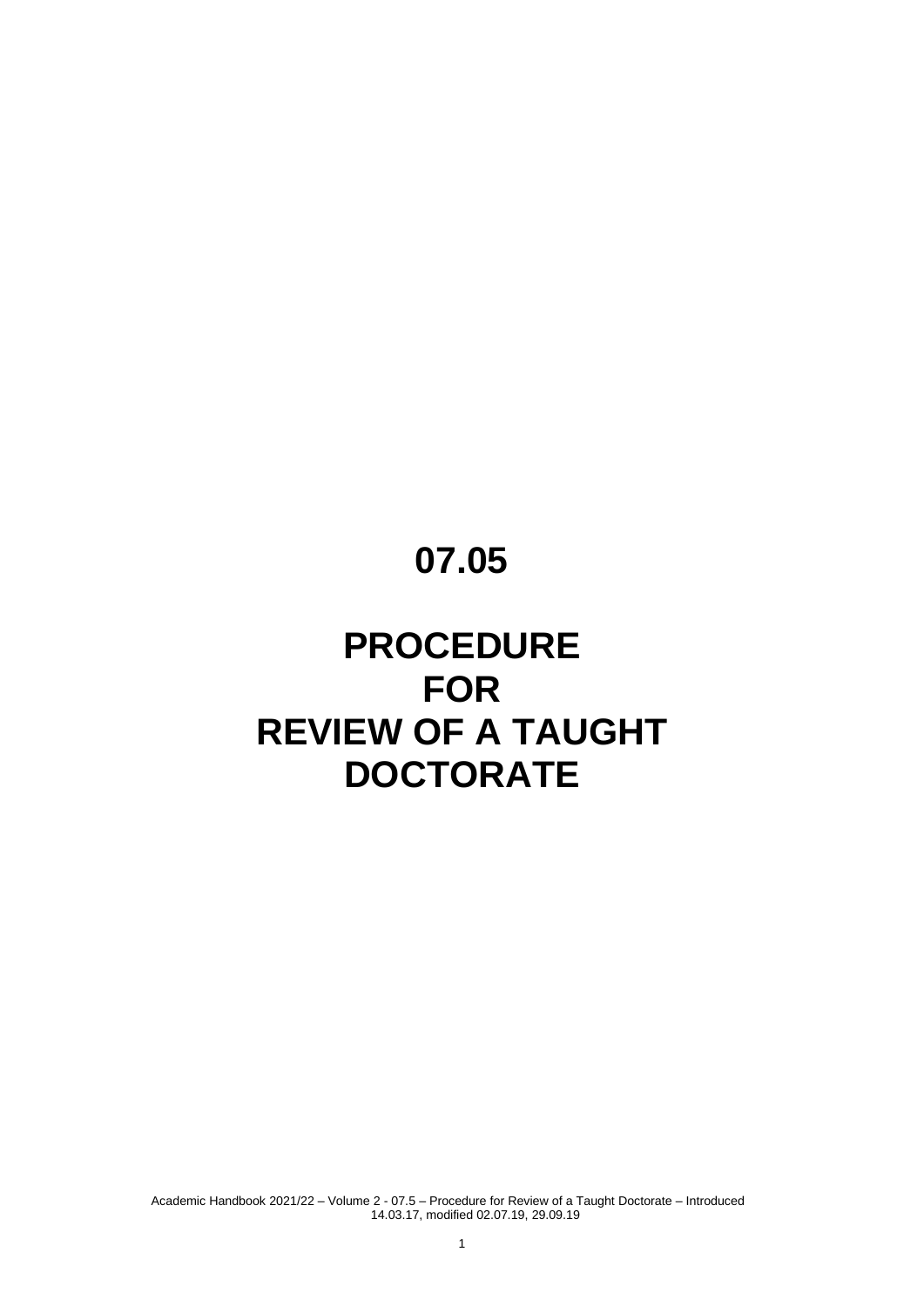# 07.05

# PROCEDURE FOR REVIEW OF A TAUGHT DOCTORATE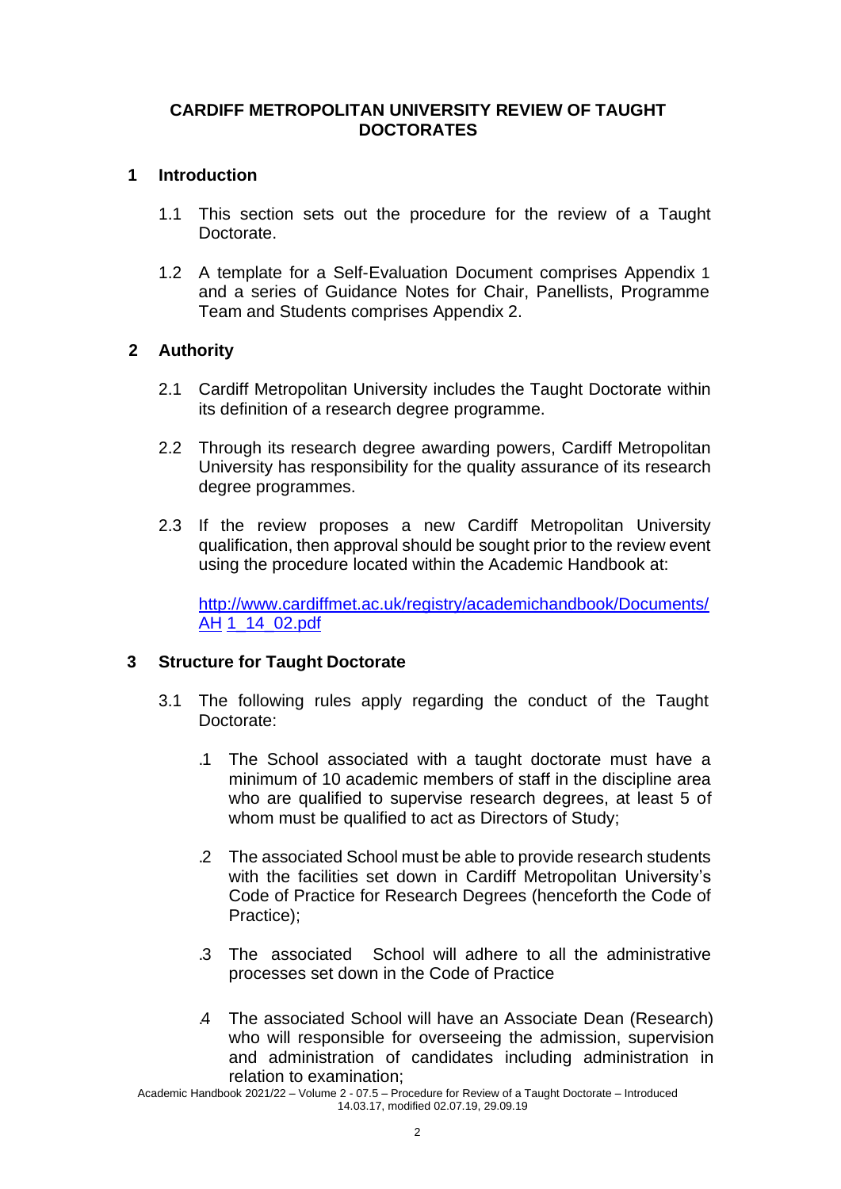# CARDIFF METROPOLITAN UNIVERSITY REVIEW OF TAUGHT DOCTORATES

## 1 Introduction

1.1 This section sets out the procedure for the review of a Taught Doctorate.

1.2 A template for a Self-Evaluation Document comprises Appendix 1 and a series of Guidance Notes for Chair, Panellists, Programme Team and Students comprises Appendix 2.

## 2 Authority

2.1 Cardiff Metropolitan University includes the Taught Doctorate within its definition of a research degree programme.

2.2 Through its research degree awarding powers, Cardiff Metropolitan University has responsibility for the quality assurance of its research degree programmes.

2.3 If the review proposes a new Cardiff Metropolitan University qualification, then approval should be sought prior to the review event using the procedure located within the Academic Handbook at:

[http://www.cardiffmet.ac.uk/registry/academichandbook/Documents/AH 1_14_02.pdf](http://www.cardiffmet.ac.uk/registry/academichandbook/Documents/AH1_14_02.pdf)

## 3 Structure for Taught Doctorate

3.1 The following rules apply regarding the conduct of the Taught Doctorate:

.1 The School associated with a taught doctorate must have a minimum of 10 academic members of staff in the discipline area who are qualified to supervise research degrees, at least 5 of whom must be qualified to act as Directors of Study;

.2 The associated School must be able to provide research students with the facilities set down in Cardiff Metropolitan University's Code of Practice for Research Degrees (henceforth the Code of Practice);

.3 The associated School will adhere to all the administrative processes set down in the Code of Practice

.4 The associated School will have an Associate Dean (Research) who will responsible for overseeing the admission, supervision and administration of candidates including administration in relation to examination;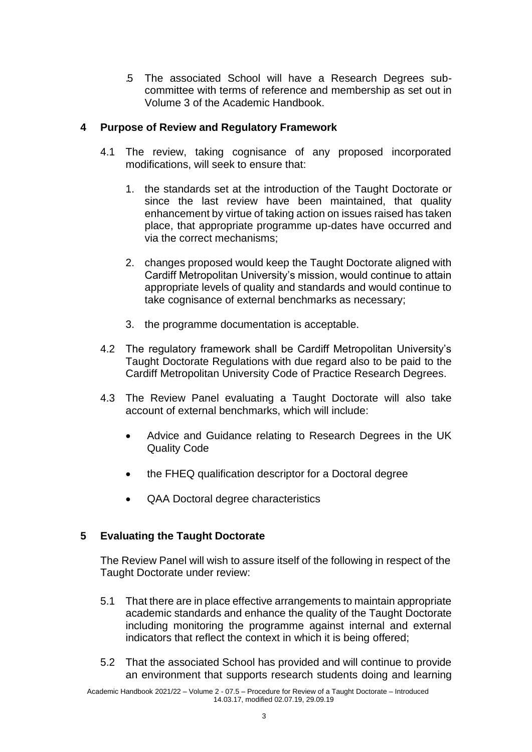.5 The associated School will have a Research Degrees sub-committee with terms of reference and membership as set out in Volume 3 of the Academic Handbook.

## 4 Purpose of Review and Regulatory Framework

4.1 The review, taking cognisance of any proposed incorporated modifications, will seek to ensure that:

1. the standards set at the introduction of the Taught Doctorate or since the last review have been maintained, that quality enhancement by virtue of taking action on issues raised has taken place, that appropriate programme up-dates have occurred and via the correct mechanisms;

2. changes proposed would keep the Taught Doctorate aligned with Cardiff Metropolitan University's mission, would continue to attain appropriate levels of quality and standards and would continue to take cognisance of external benchmarks as necessary;

3. the programme documentation is acceptable.

4.2 The regulatory framework shall be Cardiff Metropolitan University's Taught Doctorate Regulations with due regard also to be paid to the Cardiff Metropolitan University Code of Practice Research Degrees.

4.3 The Review Panel evaluating a Taught Doctorate will also take account of external benchmarks, which will include:

- Advice and Guidance relating to Research Degrees in the UK Quality Code
- the FHEQ qualification descriptor for a Doctoral degree
- QAA Doctoral degree characteristics

## 5 Evaluating the Taught Doctorate

The Review Panel will wish to assure itself of the following in respect of the Taught Doctorate under review:

5.1 That there are in place effective arrangements to maintain appropriate academic standards and enhance the quality of the Taught Doctorate including monitoring the programme against internal and external indicators that reflect the context in which it is being offered;

5.2 That the associated School has provided and will continue to provide an environment that supports research students doing and learning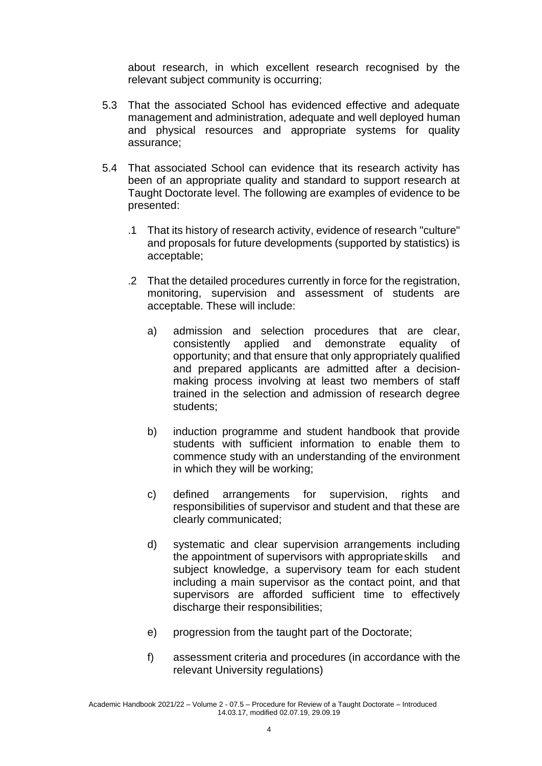about research, in which excellent research recognised by the relevant subject community is occurring;

5.3 That the associated School has evidenced effective and adequate management and administration, adequate and well deployed human and physical resources and appropriate systems for quality assurance;

5.4 That associated School can evidence that its research activity has been of an appropriate quality and standard to support research at Taught Doctorate level. The following are examples of evidence to be presented:

.1 That its history of research activity, evidence of research "culture" and proposals for future developments (supported by statistics) is acceptable;

.2 That the detailed procedures currently in force for the registration, monitoring, supervision and assessment of students are acceptable. These will include:

a) admission and selection procedures that are clear, consistently applied and demonstrate equality of opportunity; and that ensure that only appropriately qualified and prepared applicants are admitted after a decision-making process involving at least two members of staff trained in the selection and admission of research degree students;

b) induction programme and student handbook that provide students with sufficient information to enable them to commence study with an understanding of the environment in which they will be working;

c) defined arrangements for supervision, rights and responsibilities of supervisor and student and that these are clearly communicated;

d) systematic and clear supervision arrangements including the appointment of supervisors with appropriate skills and subject knowledge, a supervisory team for each student including a main supervisor as the contact point, and that supervisors are afforded sufficient time to effectively discharge their responsibilities;

e) progression from the taught part of the Doctorate;

f) assessment criteria and procedures (in accordance with the relevant University regulations)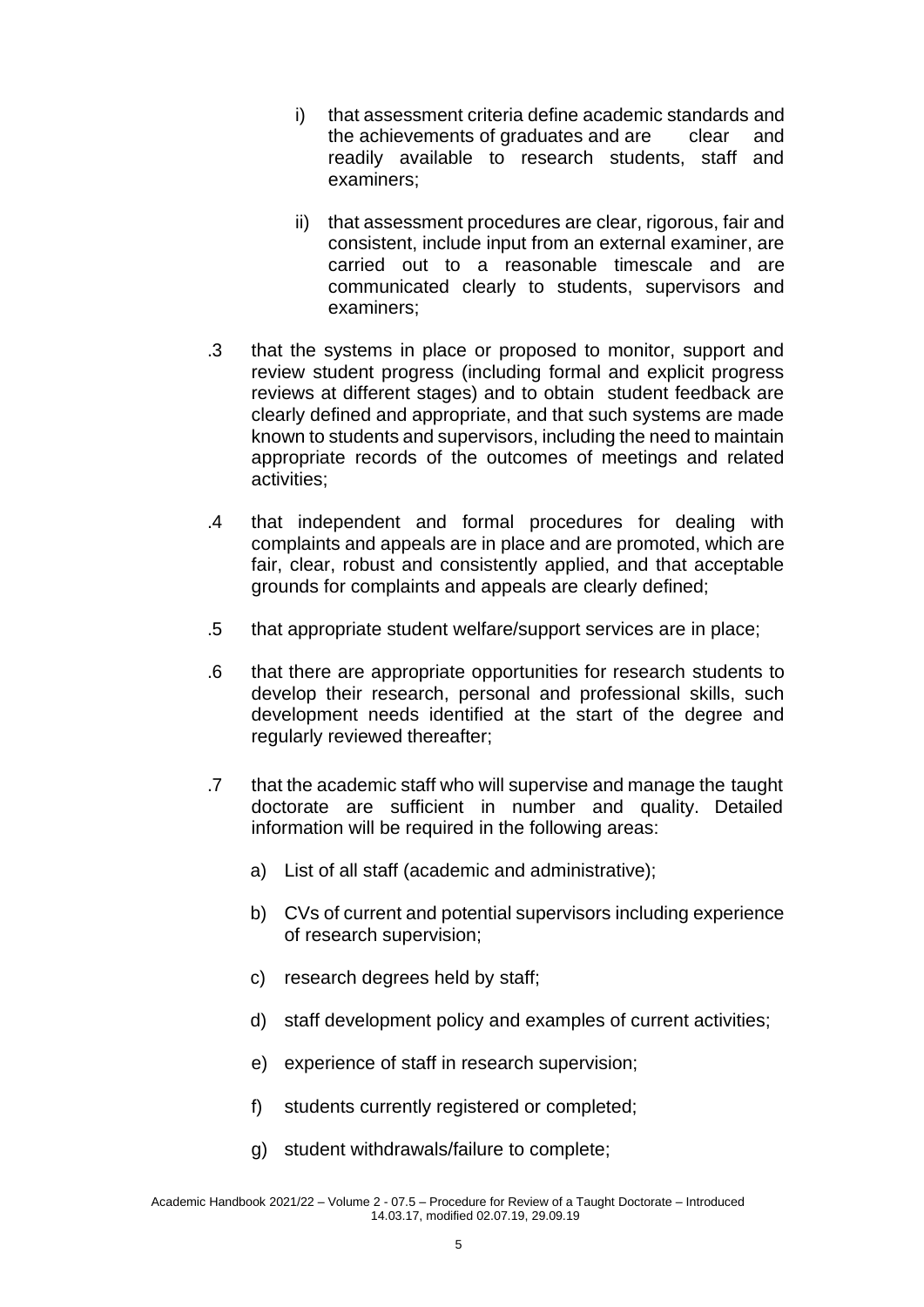i) that assessment criteria define academic standards and the achievements of graduates and are clear and readily available to research students, staff and examiners;

ii) that assessment procedures are clear, rigorous, fair and consistent, include input from an external examiner, are carried out to a reasonable timescale and are communicated clearly to students, supervisors and examiners;

.3 that the systems in place or proposed to monitor, support and review student progress (including formal and explicit progress reviews at different stages) and to obtain student feedback are clearly defined and appropriate, and that such systems are made known to students and supervisors, including the need to maintain appropriate records of the outcomes of meetings and related activities;

.4 that independent and formal procedures for dealing with complaints and appeals are in place and are promoted, which are fair, clear, robust and consistently applied, and that acceptable grounds for complaints and appeals are clearly defined;

.5 that appropriate student welfare/support services are in place;

.6 that there are appropriate opportunities for research students to develop their research, personal and professional skills, such development needs identified at the start of the degree and regularly reviewed thereafter;

.7 that the academic staff who will supervise and manage the taught doctorate are sufficient in number and quality. Detailed information will be required in the following areas:

a) List of all staff (academic and administrative);

b) CVs of current and potential supervisors including experience of research supervision;

c) research degrees held by staff;

d) staff development policy and examples of current activities;

e) experience of staff in research supervision;

f) students currently registered or completed;

g) student withdrawals/failure to complete;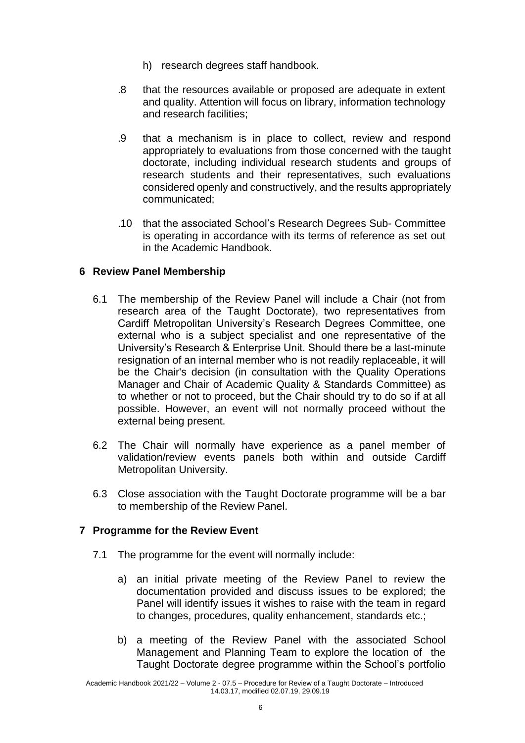h) research degrees staff handbook.

.8 that the resources available or proposed are adequate in extent and quality. Attention will focus on library, information technology and research facilities;

.9 that a mechanism is in place to collect, review and respond appropriately to evaluations from those concerned with the taught doctorate, including individual research students and groups of research students and their representatives, such evaluations considered openly and constructively, and the results appropriately communicated;

.10 that the associated School's Research Degrees Sub- Committee is operating in accordance with its terms of reference as set out in the Academic Handbook.

## 6 Review Panel Membership

6.1 The membership of the Review Panel will include a Chair (not from research area of the Taught Doctorate), two representatives from Cardiff Metropolitan University's Research Degrees Committee, one external who is a subject specialist and one representative of the University's Research & Enterprise Unit. Should there be a last-minute resignation of an internal member who is not readily replaceable, it will be the Chair's decision (in consultation with the Quality Operations Manager and Chair of Academic Quality & Standards Committee) as to whether or not to proceed, but the Chair should try to do so if at all possible. However, an event will not normally proceed without the external being present.

6.2 The Chair will normally have experience as a panel member of validation/review events panels both within and outside Cardiff Metropolitan University.

6.3 Close association with the Taught Doctorate programme will be a bar to membership of the Review Panel.

## 7 Programme for the Review Event

7.1 The programme for the event will normally include:

a) an initial private meeting of the Review Panel to review the documentation provided and discuss issues to be explored; the Panel will identify issues it wishes to raise with the team in regard to changes, procedures, quality enhancement, standards etc.;

b) a meeting of the Review Panel with the associated School Management and Planning Team to explore the location of the Taught Doctorate degree programme within the School's portfolio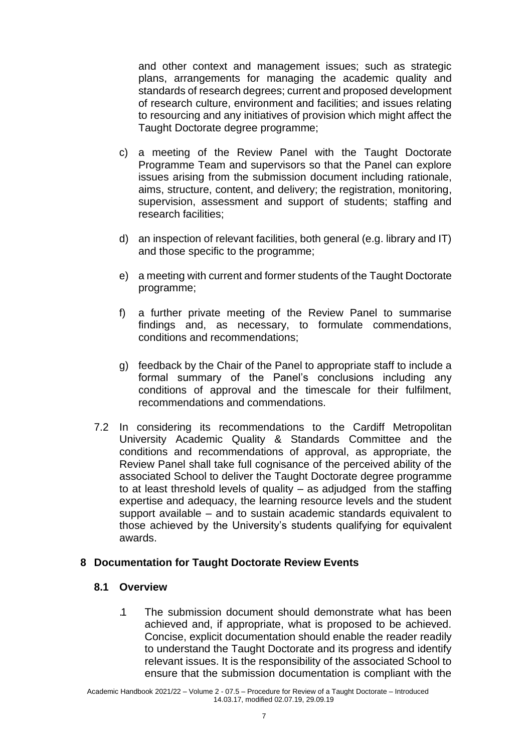and other context and management issues; such as strategic plans, arrangements for managing the academic quality and standards of research degrees; current and proposed development of research culture, environment and facilities; and issues relating to resourcing and any initiatives of provision which might affect the Taught Doctorate degree programme;

c) a meeting of the Review Panel with the Taught Doctorate Programme Team and supervisors so that the Panel can explore issues arising from the submission document including rationale, aims, structure, content, and delivery; the registration, monitoring, supervision, assessment and support of students; staffing and research facilities;

d) an inspection of relevant facilities, both general (e.g. library and IT) and those specific to the programme;

e) a meeting with current and former students of the Taught Doctorate programme;

f) a further private meeting of the Review Panel to summarise findings and, as necessary, to formulate commendations, conditions and recommendations;

g) feedback by the Chair of the Panel to appropriate staff to include a formal summary of the Panel's conclusions including any conditions of approval and the timescale for their fulfilment, recommendations and commendations.

7.2 In considering its recommendations to the Cardiff Metropolitan University Academic Quality & Standards Committee and the conditions and recommendations of approval, as appropriate, the Review Panel shall take full cognisance of the perceived ability of the associated School to deliver the Taught Doctorate degree programme to at least threshold levels of quality – as adjudged from the staffing expertise and adequacy, the learning resource levels and the student support available – and to sustain academic standards equivalent to those achieved by the University's students qualifying for equivalent awards.

## 8 Documentation for Taught Doctorate Review Events

### 8.1 Overview

.1 The submission document should demonstrate what has been achieved and, if appropriate, what is proposed to be achieved. Concise, explicit documentation should enable the reader readily to understand the Taught Doctorate and its progress and identify relevant issues. It is the responsibility of the associated School to ensure that the submission documentation is compliant with the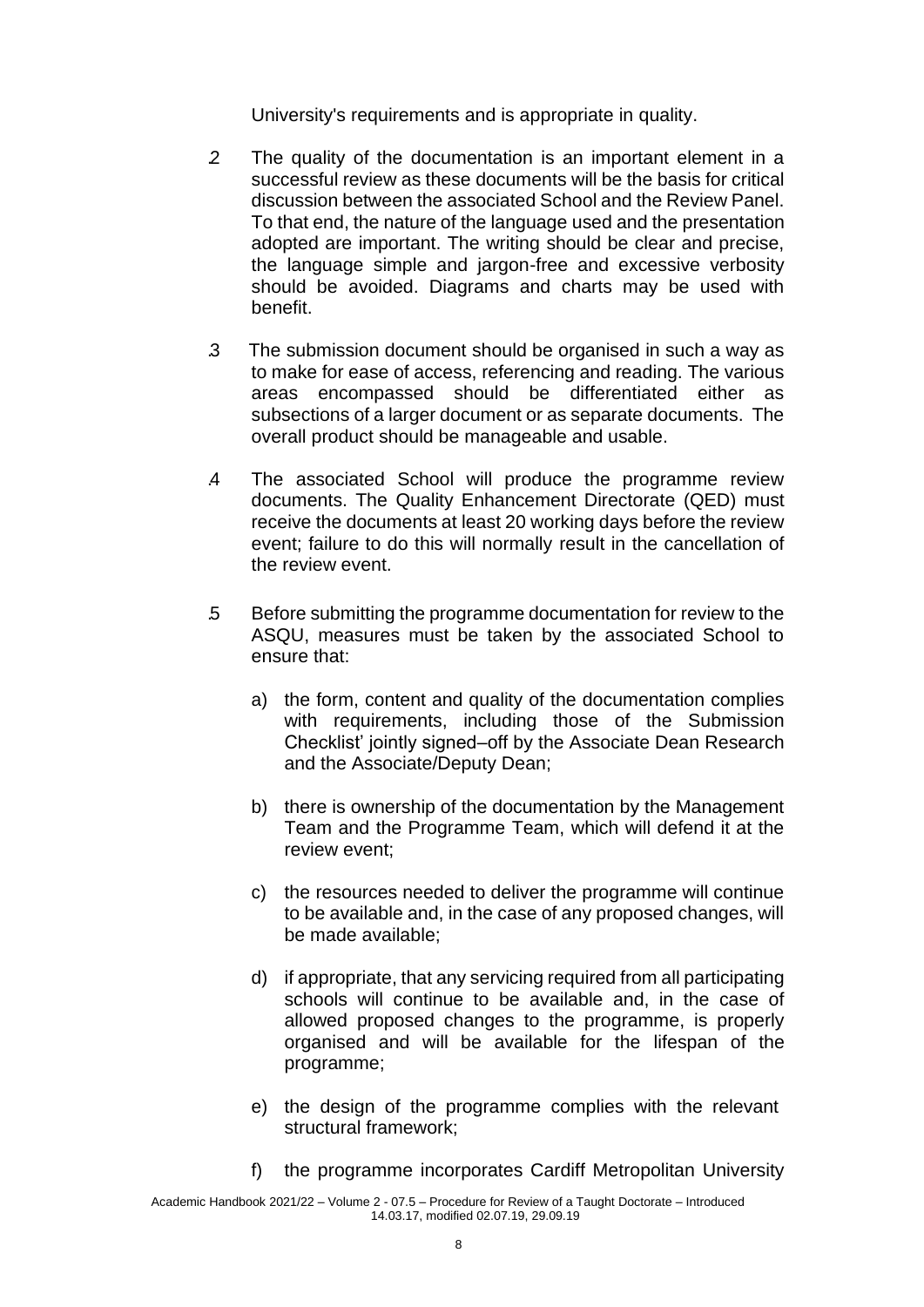University's requirements and is appropriate in quality.

.2 The quality of the documentation is an important element in a successful review as these documents will be the basis for critical discussion between the associated School and the Review Panel. To that end, the nature of the language used and the presentation adopted are important. The writing should be clear and precise, the language simple and jargon-free and excessive verbosity should be avoided. Diagrams and charts may be used with benefit.

.3 The submission document should be organised in such a way as to make for ease of access, referencing and reading. The various areas encompassed should be differentiated either as subsections of a larger document or as separate documents. The overall product should be manageable and usable.

.4 The associated School will produce the programme review documents. The Quality Enhancement Directorate (QED) must receive the documents at least 20 working days before the review event; failure to do this will normally result in the cancellation of the review event.

.5 Before submitting the programme documentation for review to the ASQU, measures must be taken by the associated School to ensure that:

a) the form, content and quality of the documentation complies with requirements, including those of the Submission Checklist' jointly signed–off by the Associate Dean Research and the Associate/Deputy Dean;

b) there is ownership of the documentation by the Management Team and the Programme Team, which will defend it at the review event;

c) the resources needed to deliver the programme will continue to be available and, in the case of any proposed changes, will be made available;

d) if appropriate, that any servicing required from all participating schools will continue to be available and, in the case of allowed proposed changes to the programme, is properly organised and will be available for the lifespan of the programme;

e) the design of the programme complies with the relevant structural framework;

f) the programme incorporates Cardiff Metropolitan University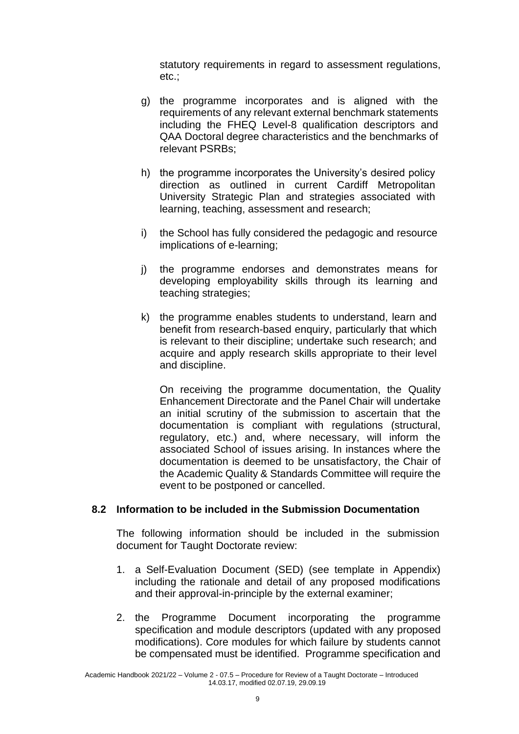statutory requirements in regard to assessment regulations, etc.;

g) the programme incorporates and is aligned with the requirements of any relevant external benchmark statements including the FHEQ Level-8 qualification descriptors and QAA Doctoral degree characteristics and the benchmarks of relevant PSRBs;

h) the programme incorporates the University's desired policy direction as outlined in current Cardiff Metropolitan University Strategic Plan and strategies associated with learning, teaching, assessment and research;

i) the School has fully considered the pedagogic and resource implications of e-learning;

j) the programme endorses and demonstrates means for developing employability skills through its learning and teaching strategies;

k) the programme enables students to understand, learn and benefit from research-based enquiry, particularly that which is relevant to their discipline; undertake such research; and acquire and apply research skills appropriate to their level and discipline.

On receiving the programme documentation, the Quality Enhancement Directorate and the Panel Chair will undertake an initial scrutiny of the submission to ascertain that the documentation is compliant with regulations (structural, regulatory, etc.) and, where necessary, will inform the associated School of issues arising. In instances where the documentation is deemed to be unsatisfactory, the Chair of the Academic Quality & Standards Committee will require the event to be postponed or cancelled.

## 8.2 Information to be included in the Submission Documentation

The following information should be included in the submission document for Taught Doctorate review:

1. a Self-Evaluation Document (SED) (see template in Appendix) including the rationale and detail of any proposed modifications and their approval-in-principle by the external examiner;

2. the Programme Document incorporating the programme specification and module descriptors (updated with any proposed modifications). Core modules for which failure by students cannot be compensated must be identified. Programme specification and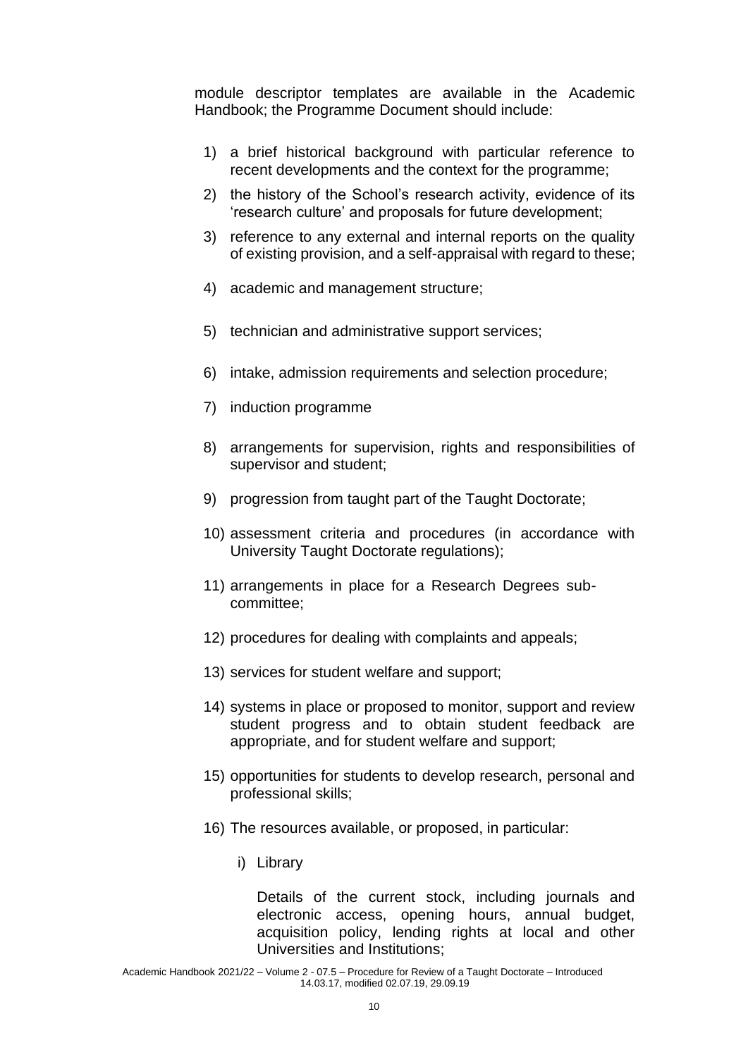module descriptor templates are available in the Academic Handbook; the Programme Document should include:

1) a brief historical background with particular reference to recent developments and the context for the programme;
2) the history of the School's research activity, evidence of its 'research culture' and proposals for future development;
3) reference to any external and internal reports on the quality of existing provision, and a self-appraisal with regard to these;
4) academic and management structure;
5) technician and administrative support services;
6) intake, admission requirements and selection procedure;
7) induction programme
8) arrangements for supervision, rights and responsibilities of supervisor and student;
9) progression from taught part of the Taught Doctorate;
10) assessment criteria and procedures (in accordance with University Taught Doctorate regulations);
11) arrangements in place for a Research Degrees sub-committee;
12) procedures for dealing with complaints and appeals;
13) services for student welfare and support;
14) systems in place or proposed to monitor, support and review student progress and to obtain student feedback are appropriate, and for student welfare and support;
15) opportunities for students to develop research, personal and professional skills;
16) The resources available, or proposed, in particular:

    i) Library

       Details of the current stock, including journals and electronic access, opening hours, annual budget, acquisition policy, lending rights at local and other Universities and Institutions;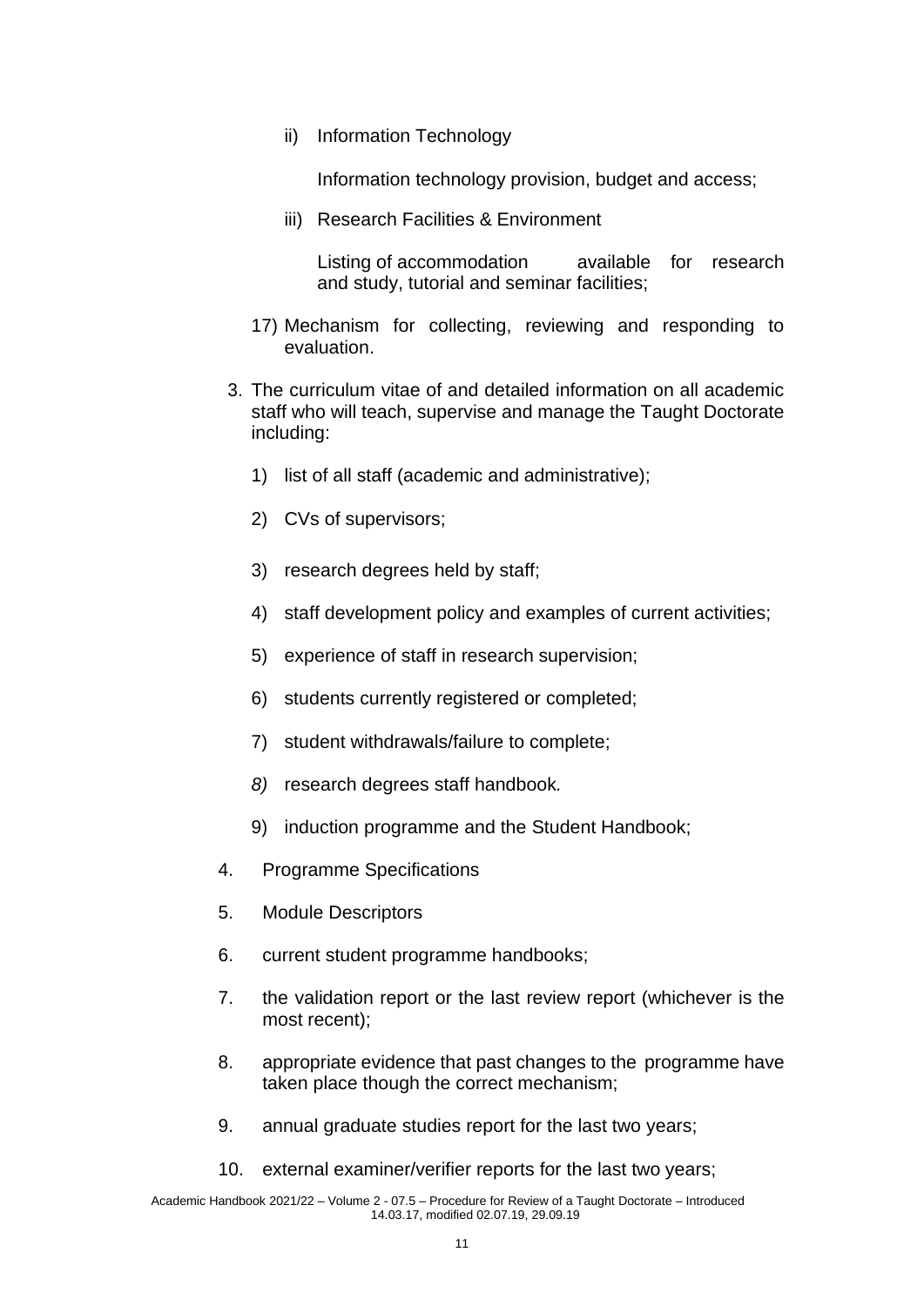ii) Information Technology

    Information technology provision, budget and access;

iii) Research Facilities & Environment

    Listing of accommodation available for research and study, tutorial and seminar facilities;

17) Mechanism for collecting, reviewing and responding to evaluation.

3. The curriculum vitae of and detailed information on all academic staff who will teach, supervise and manage the Taught Doctorate including:

    1) list of all staff (academic and administrative);

    2) CVs of supervisors;

    3) research degrees held by staff;

    4) staff development policy and examples of current activities;

    5) experience of staff in research supervision;

    6) students currently registered or completed;

    7) student withdrawals/failure to complete;

    *8)* research degrees staff handbook*.*

    9) induction programme and the Student Handbook;

4. Programme Specifications

5. Module Descriptors

6. current student programme handbooks;

7. the validation report or the last review report (whichever is the most recent);

8. appropriate evidence that past changes to the programme have taken place though the correct mechanism;

9. annual graduate studies report for the last two years;

10. external examiner/verifier reports for the last two years;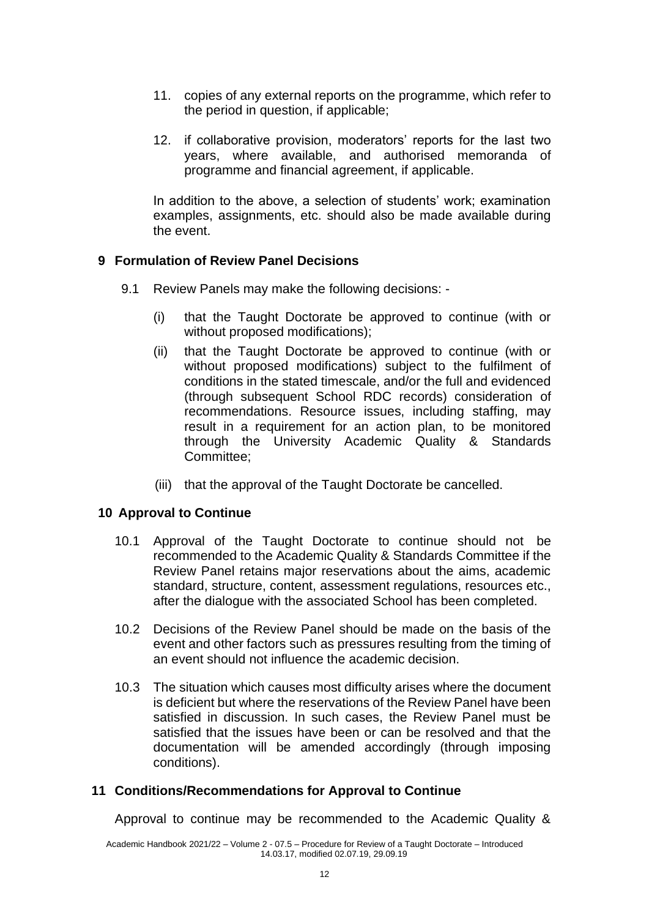11. copies of any external reports on the programme, which refer to the period in question, if applicable;

12. if collaborative provision, moderators' reports for the last two years, where available, and authorised memoranda of programme and financial agreement, if applicable.

In addition to the above, a selection of students' work; examination examples, assignments, etc. should also be made available during the event.

## 9 Formulation of Review Panel Decisions

9.1 Review Panels may make the following decisions: -

(i) that the Taught Doctorate be approved to continue (with or without proposed modifications);

(ii) that the Taught Doctorate be approved to continue (with or without proposed modifications) subject to the fulfilment of conditions in the stated timescale, and/or the full and evidenced (through subsequent School RDC records) consideration of recommendations. Resource issues, including staffing, may result in a requirement for an action plan, to be monitored through the University Academic Quality & Standards Committee;

(iii) that the approval of the Taught Doctorate be cancelled.

## 10 Approval to Continue

10.1 Approval of the Taught Doctorate to continue should not be recommended to the Academic Quality & Standards Committee if the Review Panel retains major reservations about the aims, academic standard, structure, content, assessment regulations, resources etc., after the dialogue with the associated School has been completed.

10.2 Decisions of the Review Panel should be made on the basis of the event and other factors such as pressures resulting from the timing of an event should not influence the academic decision.

10.3 The situation which causes most difficulty arises where the document is deficient but where the reservations of the Review Panel have been satisfied in discussion. In such cases, the Review Panel must be satisfied that the issues have been or can be resolved and that the documentation will be amended accordingly (through imposing conditions).

## 11 Conditions/Recommendations for Approval to Continue

Approval to continue may be recommended to the Academic Quality &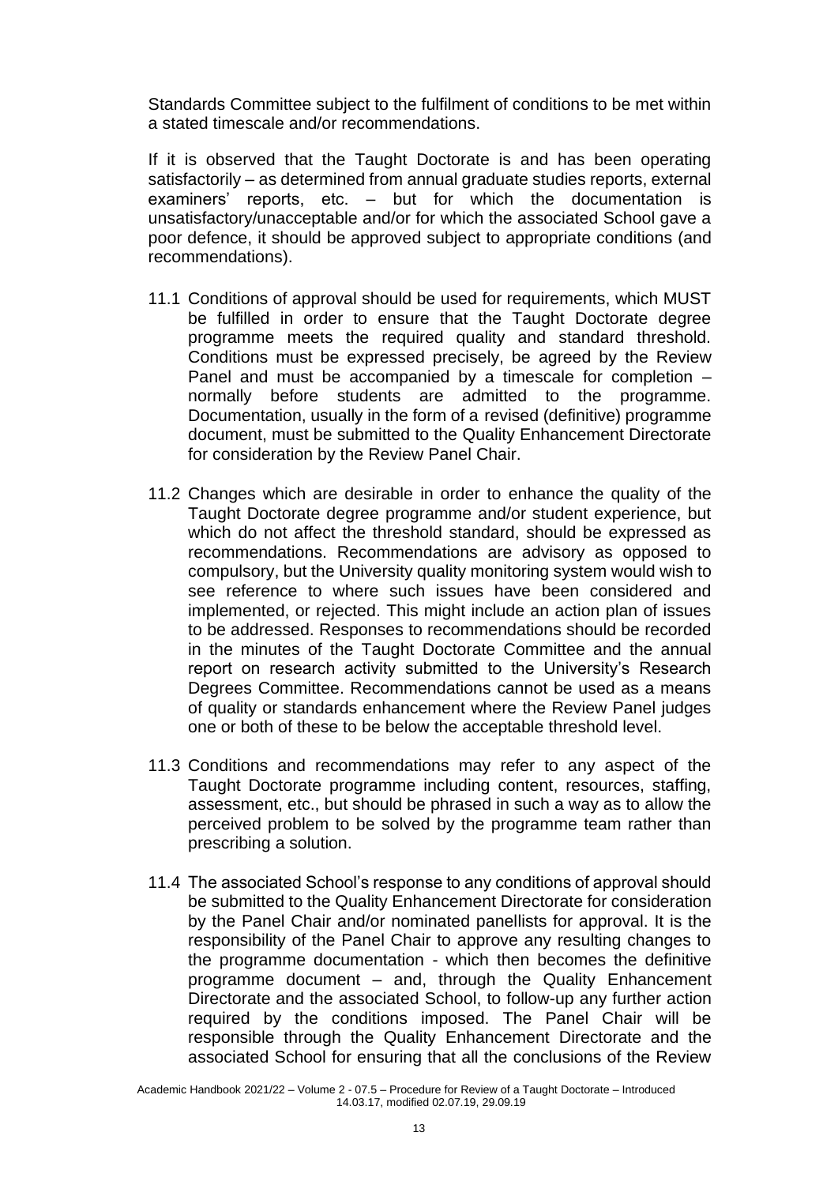Standards Committee subject to the fulfilment of conditions to be met within a stated timescale and/or recommendations.

If it is observed that the Taught Doctorate is and has been operating satisfactorily – as determined from annual graduate studies reports, external examiners' reports, etc. – but for which the documentation is unsatisfactory/unacceptable and/or for which the associated School gave a poor defence, it should be approved subject to appropriate conditions (and recommendations).

11.1 Conditions of approval should be used for requirements, which MUST be fulfilled in order to ensure that the Taught Doctorate degree programme meets the required quality and standard threshold. Conditions must be expressed precisely, be agreed by the Review Panel and must be accompanied by a timescale for completion – normally before students are admitted to the programme. Documentation, usually in the form of a revised (definitive) programme document, must be submitted to the Quality Enhancement Directorate for consideration by the Review Panel Chair.

11.2 Changes which are desirable in order to enhance the quality of the Taught Doctorate degree programme and/or student experience, but which do not affect the threshold standard, should be expressed as recommendations. Recommendations are advisory as opposed to compulsory, but the University quality monitoring system would wish to see reference to where such issues have been considered and implemented, or rejected. This might include an action plan of issues to be addressed. Responses to recommendations should be recorded in the minutes of the Taught Doctorate Committee and the annual report on research activity submitted to the University's Research Degrees Committee. Recommendations cannot be used as a means of quality or standards enhancement where the Review Panel judges one or both of these to be below the acceptable threshold level.

11.3 Conditions and recommendations may refer to any aspect of the Taught Doctorate programme including content, resources, staffing, assessment, etc., but should be phrased in such a way as to allow the perceived problem to be solved by the programme team rather than prescribing a solution.

11.4 The associated School's response to any conditions of approval should be submitted to the Quality Enhancement Directorate for consideration by the Panel Chair and/or nominated panellists for approval. It is the responsibility of the Panel Chair to approve any resulting changes to the programme documentation - which then becomes the definitive programme document – and, through the Quality Enhancement Directorate and the associated School, to follow-up any further action required by the conditions imposed. The Panel Chair will be responsible through the Quality Enhancement Directorate and the associated School for ensuring that all the conclusions of the Review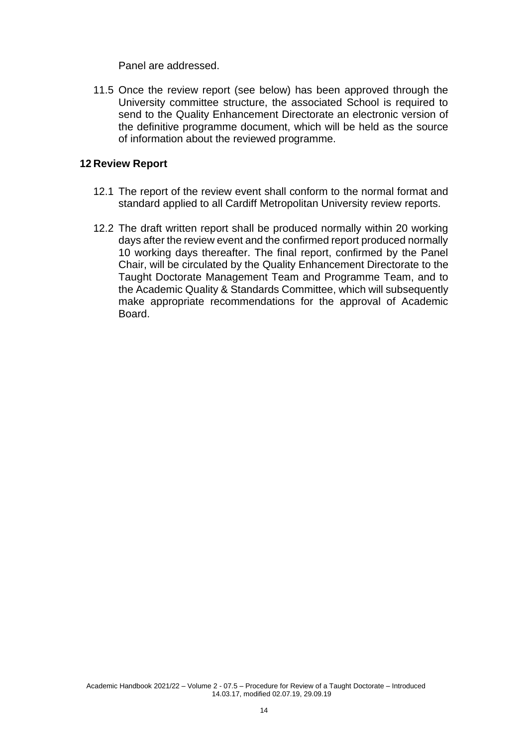Panel are addressed.

11.5 Once the review report (see below) has been approved through the University committee structure, the associated School is required to send to the Quality Enhancement Directorate an electronic version of the definitive programme document, which will be held as the source of information about the reviewed programme.

## 12 Review Report

12.1 The report of the review event shall conform to the normal format and standard applied to all Cardiff Metropolitan University review reports.

12.2 The draft written report shall be produced normally within 20 working days after the review event and the confirmed report produced normally 10 working days thereafter. The final report, confirmed by the Panel Chair, will be circulated by the Quality Enhancement Directorate to the Taught Doctorate Management Team and Programme Team, and to the Academic Quality & Standards Committee, which will subsequently make appropriate recommendations for the approval of Academic Board.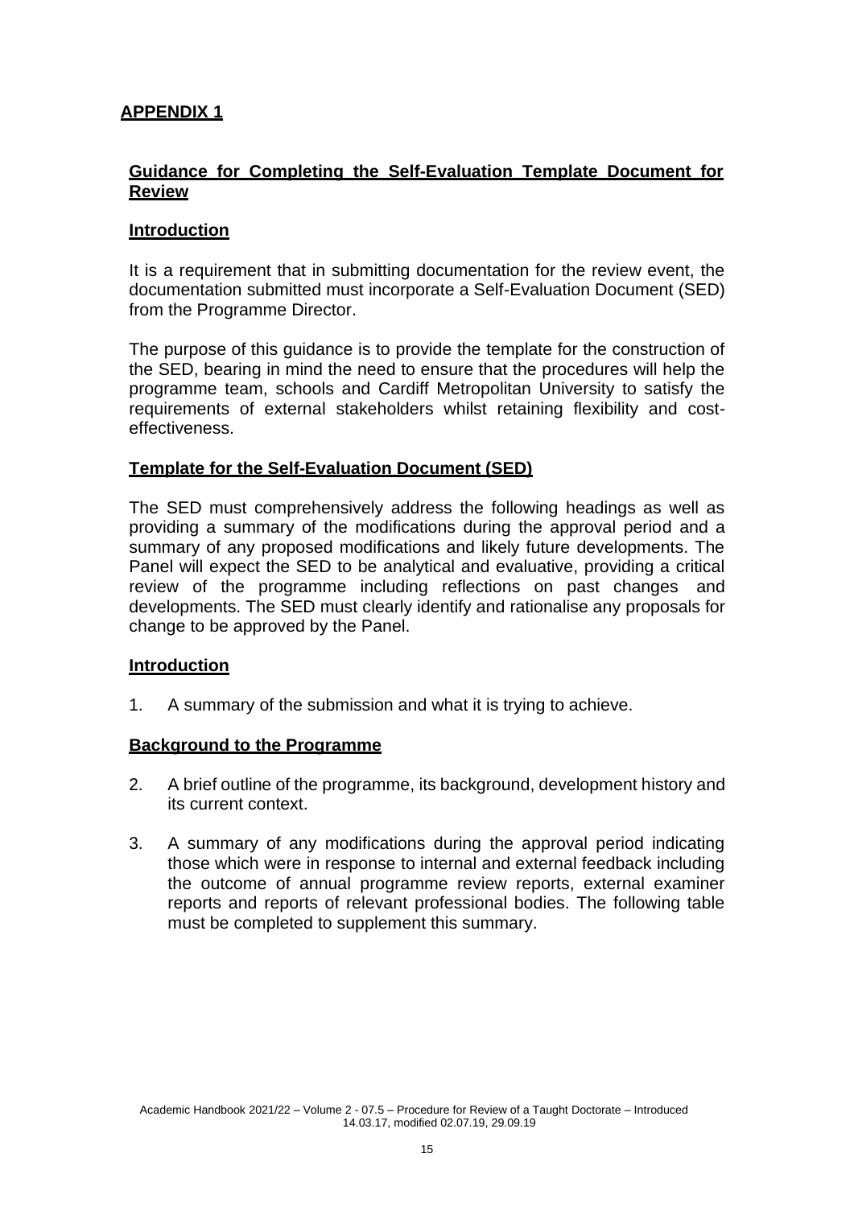**APPENDIX 1**

## Guidance for Completing the Self-Evaluation Template Document for Review

### Introduction

It is a requirement that in submitting documentation for the review event, the documentation submitted must incorporate a Self-Evaluation Document (SED) from the Programme Director.

The purpose of this guidance is to provide the template for the construction of the SED, bearing in mind the need to ensure that the procedures will help the programme team, schools and Cardiff Metropolitan University to satisfy the requirements of external stakeholders whilst retaining flexibility and cost-effectiveness.

### Template for the Self-Evaluation Document (SED)

The SED must comprehensively address the following headings as well as providing a summary of the modifications during the approval period and a summary of any proposed modifications and likely future developments. The Panel will expect the SED to be analytical and evaluative, providing a critical review of the programme including reflections on past changes and developments. The SED must clearly identify and rationalise any proposals for change to be approved by the Panel.

### Introduction

1. A summary of the submission and what it is trying to achieve.

### Background to the Programme

2. A brief outline of the programme, its background, development history and its current context.

3. A summary of any modifications during the approval period indicating those which were in response to internal and external feedback including the outcome of annual programme review reports, external examiner reports and reports of relevant professional bodies. The following table must be completed to supplement this summary.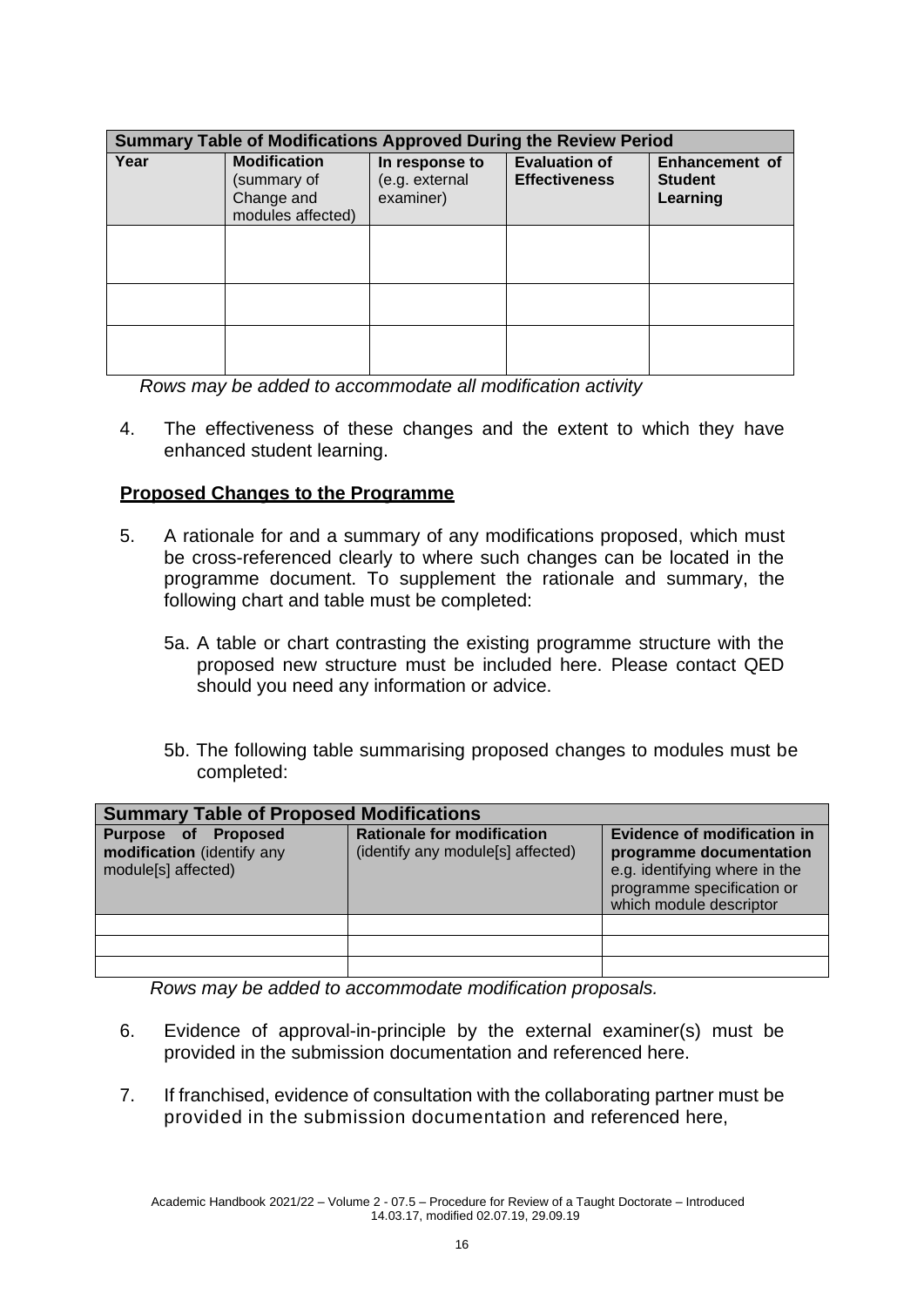| **Summary Table of Modifications Approved During the Review Period** | | | | |
|---|---|---|---|---|
| **Year** | **Modification** (summary of Change and modules affected) | **In response to** (e.g. external examiner) | **Evaluation of Effectiveness** | **Enhancement of Student Learning** |
| | | | | |
| | | | | |
| | | | | |

*Rows may be added to accommodate all modification activity*

4. The effectiveness of these changes and the extent to which they have enhanced student learning.

**<u>Proposed Changes to the Programme</u>**

5. A rationale for and a summary of any modifications proposed, which must be cross-referenced clearly to where such changes can be located in the programme document. To supplement the rationale and summary, the following chart and table must be completed:

   5a. A table or chart contrasting the existing programme structure with the proposed new structure must be included here. Please contact QED should you need any information or advice.

   5b. The following table summarising proposed changes to modules must be completed:

| **Summary Table of Proposed Modifications** | | |
|---|---|---|
| **Purpose of Proposed modification** (identify any module[s] affected) | **Rationale for modification** (identify any module[s] affected) | **Evidence of modification in programme documentation** e.g. identifying where in the programme specification or which module descriptor |
| | | |
| | | |
| | | |

*Rows may be added to accommodate modification proposals.*

6. Evidence of approval-in-principle by the external examiner(s) must be provided in the submission documentation and referenced here.

7. If franchised, evidence of consultation with the collaborating partner must be provided in the submission documentation and referenced here,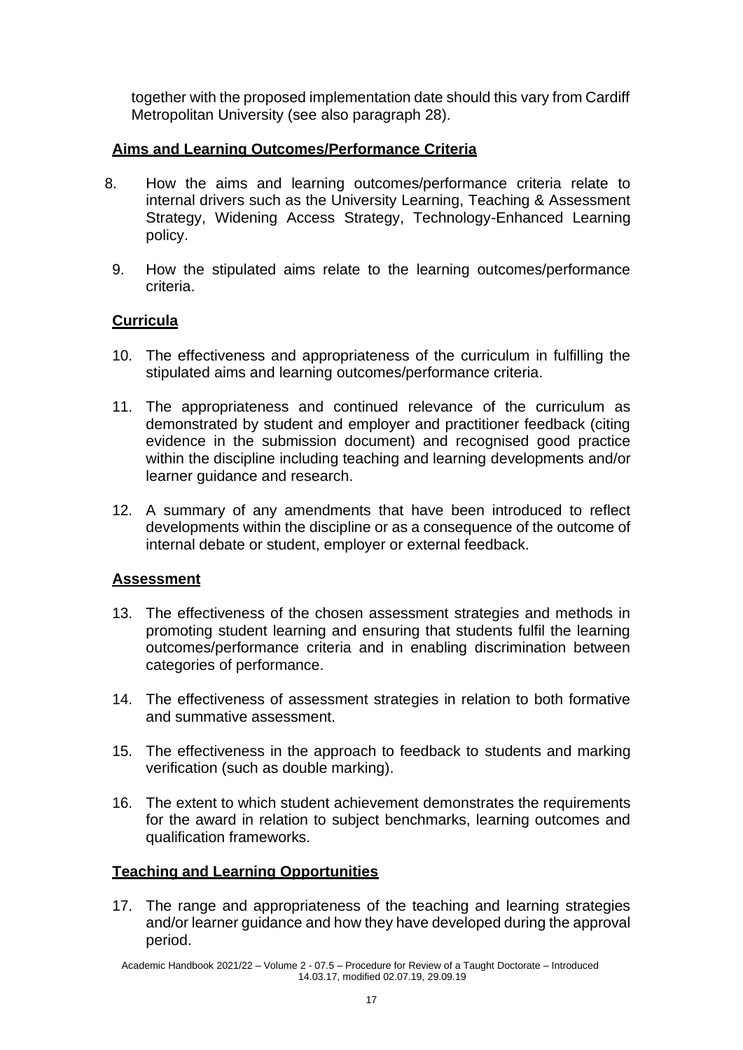together with the proposed implementation date should this vary from Cardiff Metropolitan University (see also paragraph 28).

**Aims and Learning Outcomes/Performance Criteria**

8. How the aims and learning outcomes/performance criteria relate to internal drivers such as the University Learning, Teaching & Assessment Strategy, Widening Access Strategy, Technology-Enhanced Learning policy.

9. How the stipulated aims relate to the learning outcomes/performance criteria.

**Curricula**

10. The effectiveness and appropriateness of the curriculum in fulfilling the stipulated aims and learning outcomes/performance criteria.

11. The appropriateness and continued relevance of the curriculum as demonstrated by student and employer and practitioner feedback (citing evidence in the submission document) and recognised good practice within the discipline including teaching and learning developments and/or learner guidance and research.

12. A summary of any amendments that have been introduced to reflect developments within the discipline or as a consequence of the outcome of internal debate or student, employer or external feedback.

**Assessment**

13. The effectiveness of the chosen assessment strategies and methods in promoting student learning and ensuring that students fulfil the learning outcomes/performance criteria and in enabling discrimination between categories of performance.

14. The effectiveness of assessment strategies in relation to both formative and summative assessment.

15. The effectiveness in the approach to feedback to students and marking verification (such as double marking).

16. The extent to which student achievement demonstrates the requirements for the award in relation to subject benchmarks, learning outcomes and qualification frameworks.

**Teaching and Learning Opportunities**

17. The range and appropriateness of the teaching and learning strategies and/or learner guidance and how they have developed during the approval period.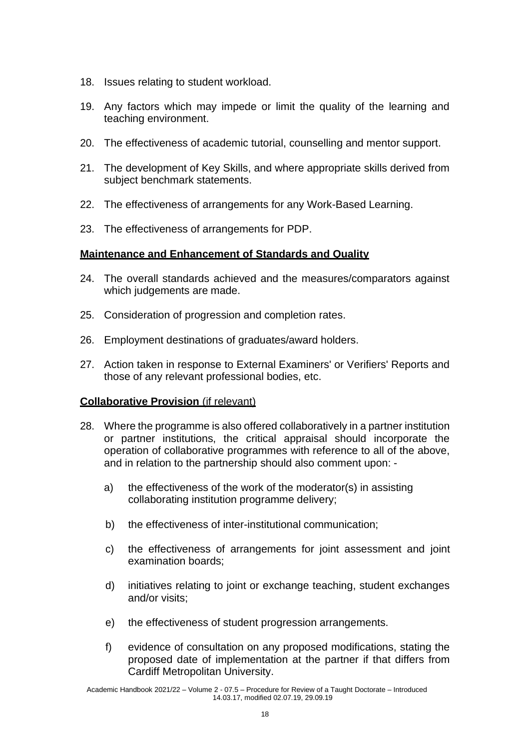18. Issues relating to student workload.

19. Any factors which may impede or limit the quality of the learning and teaching environment.

20. The effectiveness of academic tutorial, counselling and mentor support.

21. The development of Key Skills, and where appropriate skills derived from subject benchmark statements.

22. The effectiveness of arrangements for any Work-Based Learning.

23. The effectiveness of arrangements for PDP.

**Maintenance and Enhancement of Standards and Quality**

24. The overall standards achieved and the measures/comparators against which judgements are made.

25. Consideration of progression and completion rates.

26. Employment destinations of graduates/award holders.

27. Action taken in response to External Examiners' or Verifiers' Reports and those of any relevant professional bodies, etc.

**Collaborative Provision** (if relevant)

28. Where the programme is also offered collaboratively in a partner institution or partner institutions, the critical appraisal should incorporate the operation of collaborative programmes with reference to all of the above, and in relation to the partnership should also comment upon: -

    a) the effectiveness of the work of the moderator(s) in assisting collaborating institution programme delivery;

    b) the effectiveness of inter-institutional communication;

    c) the effectiveness of arrangements for joint assessment and joint examination boards;

    d) initiatives relating to joint or exchange teaching, student exchanges and/or visits;

    e) the effectiveness of student progression arrangements.

    f) evidence of consultation on any proposed modifications, stating the proposed date of implementation at the partner if that differs from Cardiff Metropolitan University.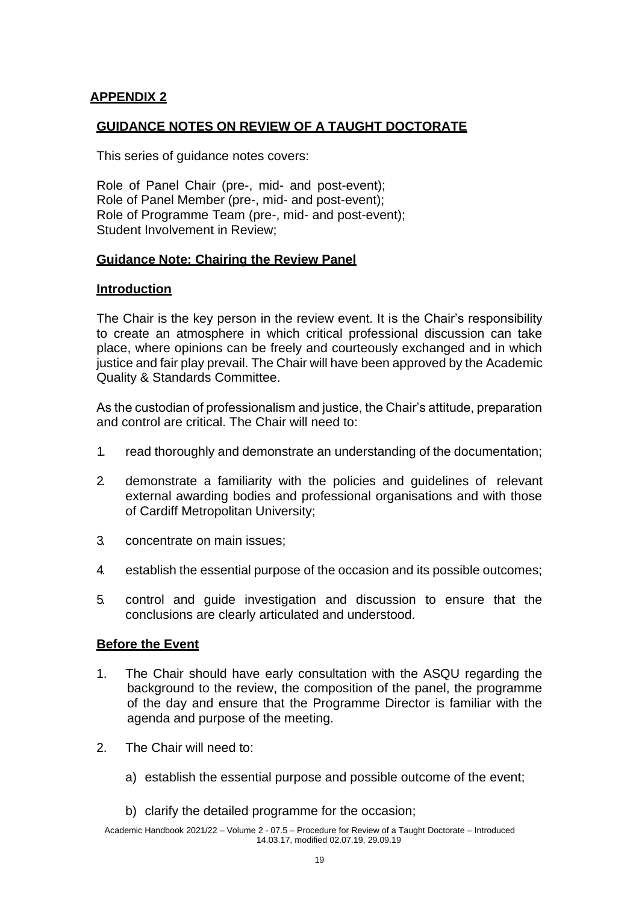## APPENDIX 2

### GUIDANCE NOTES ON REVIEW OF A TAUGHT DOCTORATE

This series of guidance notes covers:

Role of Panel Chair (pre-, mid- and post-event);
Role of Panel Member (pre-, mid- and post-event);
Role of Programme Team (pre-, mid- and post-event);
Student Involvement in Review;

### Guidance Note: Chairing the Review Panel

#### Introduction

The Chair is the key person in the review event. It is the Chair's responsibility to create an atmosphere in which critical professional discussion can take place, where opinions can be freely and courteously exchanged and in which justice and fair play prevail. The Chair will have been approved by the Academic Quality & Standards Committee.

As the custodian of professionalism and justice, the Chair's attitude, preparation and control are critical. The Chair will need to:

1. read thoroughly and demonstrate an understanding of the documentation;
2. demonstrate a familiarity with the policies and guidelines of relevant external awarding bodies and professional organisations and with those of Cardiff Metropolitan University;
3. concentrate on main issues;
4. establish the essential purpose of the occasion and its possible outcomes;
5. control and guide investigation and discussion to ensure that the conclusions are clearly articulated and understood.

#### Before the Event

1. The Chair should have early consultation with the ASQU regarding the background to the review, the composition of the panel, the programme of the day and ensure that the Programme Director is familiar with the agenda and purpose of the meeting.
2. The Chair will need to:

   a) establish the essential purpose and possible outcome of the event;

   b) clarify the detailed programme for the occasion;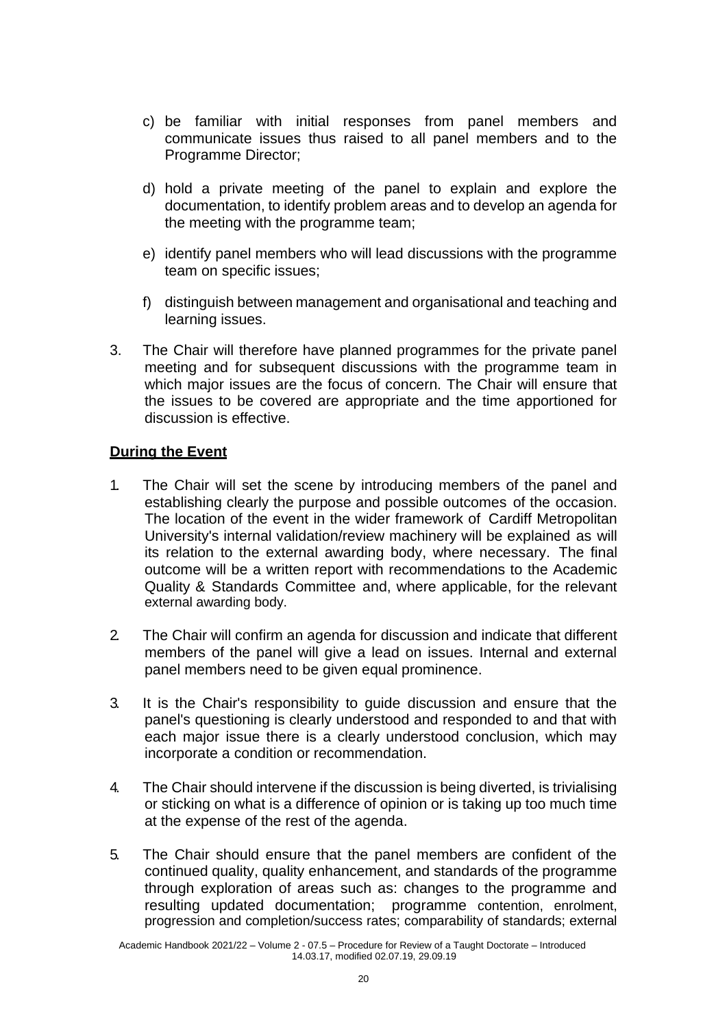c) be familiar with initial responses from panel members and communicate issues thus raised to all panel members and to the Programme Director;

d) hold a private meeting of the panel to explain and explore the documentation, to identify problem areas and to develop an agenda for the meeting with the programme team;

e) identify panel members who will lead discussions with the programme team on specific issues;

f) distinguish between management and organisational and teaching and learning issues.

3. The Chair will therefore have planned programmes for the private panel meeting and for subsequent discussions with the programme team in which major issues are the focus of concern. The Chair will ensure that the issues to be covered are appropriate and the time apportioned for discussion is effective.

**During the Event**

1. The Chair will set the scene by introducing members of the panel and establishing clearly the purpose and possible outcomes of the occasion. The location of the event in the wider framework of Cardiff Metropolitan University's internal validation/review machinery will be explained as will its relation to the external awarding body, where necessary. The final outcome will be a written report with recommendations to the Academic Quality & Standards Committee and, where applicable, for the relevant external awarding body.

2. The Chair will confirm an agenda for discussion and indicate that different members of the panel will give a lead on issues. Internal and external panel members need to be given equal prominence.

3. It is the Chair's responsibility to guide discussion and ensure that the panel's questioning is clearly understood and responded to and that with each major issue there is a clearly understood conclusion, which may incorporate a condition or recommendation.

4. The Chair should intervene if the discussion is being diverted, is trivialising or sticking on what is a difference of opinion or is taking up too much time at the expense of the rest of the agenda.

5. The Chair should ensure that the panel members are confident of the continued quality, quality enhancement, and standards of the programme through exploration of areas such as: changes to the programme and resulting updated documentation; programme contention, enrolment, progression and completion/success rates; comparability of standards; external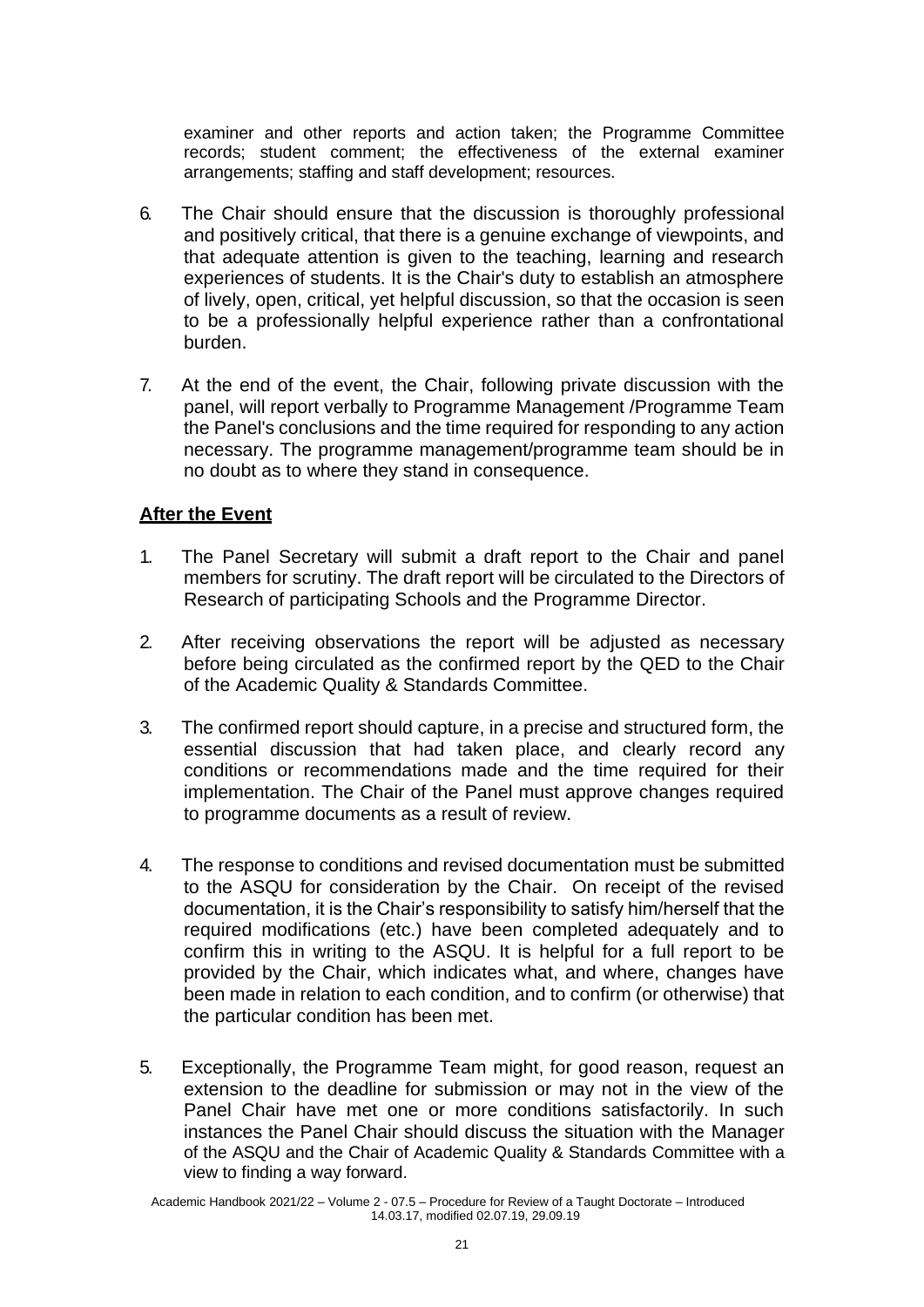examiner and other reports and action taken; the Programme Committee records; student comment; the effectiveness of the external examiner arrangements; staffing and staff development; resources.

6. The Chair should ensure that the discussion is thoroughly professional and positively critical, that there is a genuine exchange of viewpoints, and that adequate attention is given to the teaching, learning and research experiences of students. It is the Chair's duty to establish an atmosphere of lively, open, critical, yet helpful discussion, so that the occasion is seen to be a professionally helpful experience rather than a confrontational burden.

7. At the end of the event, the Chair, following private discussion with the panel, will report verbally to Programme Management /Programme Team the Panel's conclusions and the time required for responding to any action necessary. The programme management/programme team should be in no doubt as to where they stand in consequence.

## After the Event

1. The Panel Secretary will submit a draft report to the Chair and panel members for scrutiny. The draft report will be circulated to the Directors of Research of participating Schools and the Programme Director.

2. After receiving observations the report will be adjusted as necessary before being circulated as the confirmed report by the QED to the Chair of the Academic Quality & Standards Committee.

3. The confirmed report should capture, in a precise and structured form, the essential discussion that had taken place, and clearly record any conditions or recommendations made and the time required for their implementation. The Chair of the Panel must approve changes required to programme documents as a result of review.

4. The response to conditions and revised documentation must be submitted to the ASQU for consideration by the Chair. On receipt of the revised documentation, it is the Chair's responsibility to satisfy him/herself that the required modifications (etc.) have been completed adequately and to confirm this in writing to the ASQU. It is helpful for a full report to be provided by the Chair, which indicates what, and where, changes have been made in relation to each condition, and to confirm (or otherwise) that the particular condition has been met.

5. Exceptionally, the Programme Team might, for good reason, request an extension to the deadline for submission or may not in the view of the Panel Chair have met one or more conditions satisfactorily. In such instances the Panel Chair should discuss the situation with the Manager of the ASQU and the Chair of Academic Quality & Standards Committee with a view to finding a way forward.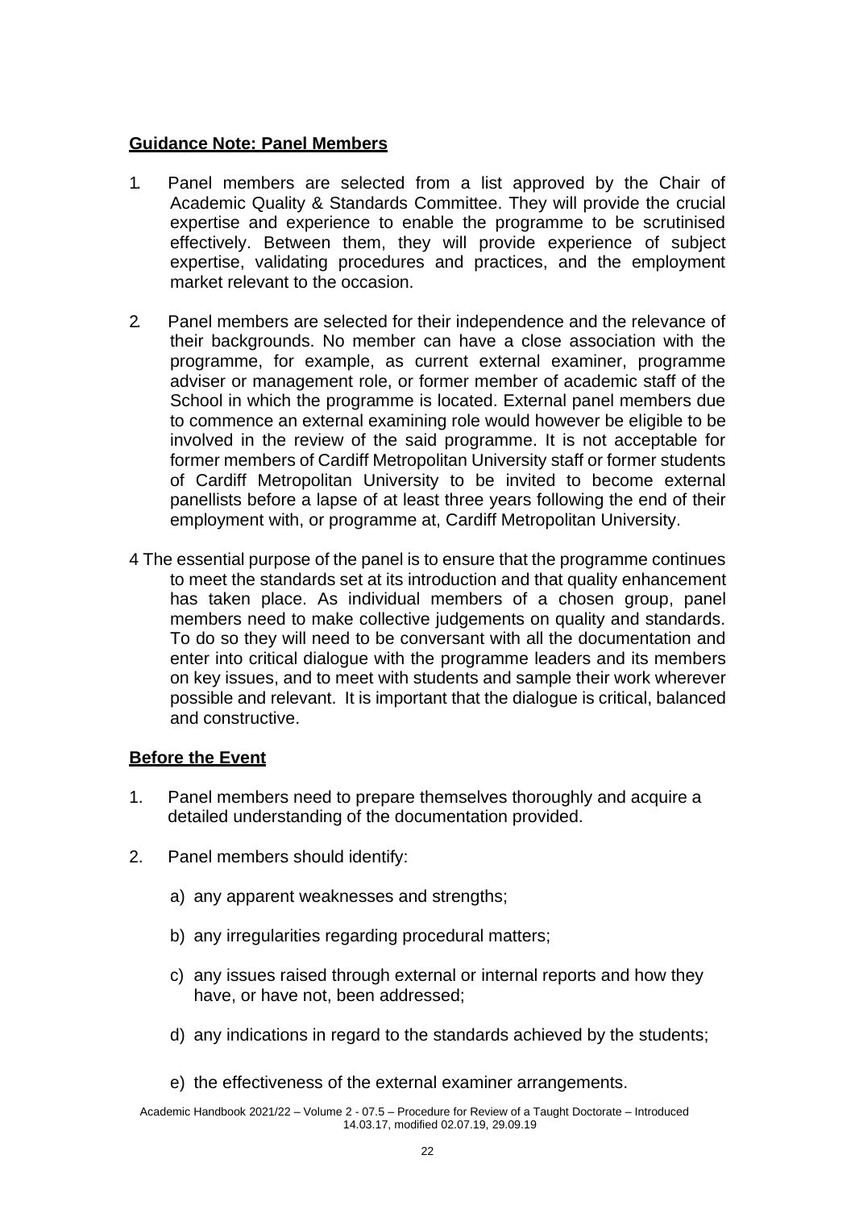## Guidance Note: Panel Members

1. Panel members are selected from a list approved by the Chair of Academic Quality & Standards Committee. They will provide the crucial expertise and experience to enable the programme to be scrutinised effectively. Between them, they will provide experience of subject expertise, validating procedures and practices, and the employment market relevant to the occasion.

2. Panel members are selected for their independence and the relevance of their backgrounds. No member can have a close association with the programme, for example, as current external examiner, programme adviser or management role, or former member of academic staff of the School in which the programme is located. External panel members due to commence an external examining role would however be eligible to be involved in the review of the said programme. It is not acceptable for former members of Cardiff Metropolitan University staff or former students of Cardiff Metropolitan University to be invited to become external panellists before a lapse of at least three years following the end of their employment with, or programme at, Cardiff Metropolitan University.

4 The essential purpose of the panel is to ensure that the programme continues to meet the standards set at its introduction and that quality enhancement has taken place. As individual members of a chosen group, panel members need to make collective judgements on quality and standards. To do so they will need to be conversant with all the documentation and enter into critical dialogue with the programme leaders and its members on key issues, and to meet with students and sample their work wherever possible and relevant. It is important that the dialogue is critical, balanced and constructive.

## Before the Event

1. Panel members need to prepare themselves thoroughly and acquire a detailed understanding of the documentation provided.

2. Panel members should identify:

   a) any apparent weaknesses and strengths;

   b) any irregularities regarding procedural matters;

   c) any issues raised through external or internal reports and how they have, or have not, been addressed;

   d) any indications in regard to the standards achieved by the students;

   e) the effectiveness of the external examiner arrangements.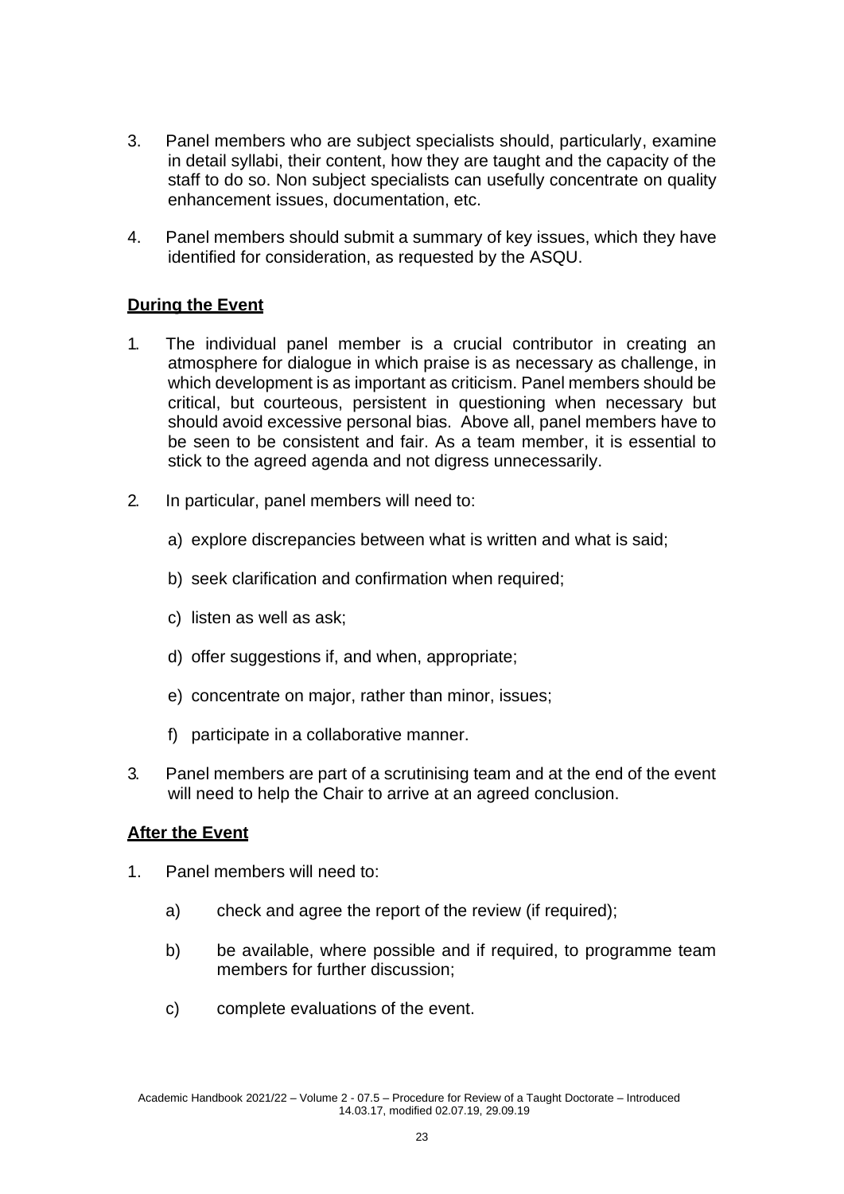3. Panel members who are subject specialists should, particularly, examine in detail syllabi, their content, how they are taught and the capacity of the staff to do so. Non subject specialists can usefully concentrate on quality enhancement issues, documentation, etc.

4. Panel members should submit a summary of key issues, which they have identified for consideration, as requested by the ASQU.

**During the Event**

1. The individual panel member is a crucial contributor in creating an atmosphere for dialogue in which praise is as necessary as challenge, in which development is as important as criticism. Panel members should be critical, but courteous, persistent in questioning when necessary but should avoid excessive personal bias. Above all, panel members have to be seen to be consistent and fair. As a team member, it is essential to stick to the agreed agenda and not digress unnecessarily.

2. In particular, panel members will need to:

   a) explore discrepancies between what is written and what is said;

   b) seek clarification and confirmation when required;

   c) listen as well as ask;

   d) offer suggestions if, and when, appropriate;

   e) concentrate on major, rather than minor, issues;

   f) participate in a collaborative manner.

3. Panel members are part of a scrutinising team and at the end of the event will need to help the Chair to arrive at an agreed conclusion.

**After the Event**

1. Panel members will need to:

   a) check and agree the report of the review (if required);

   b) be available, where possible and if required, to programme team members for further discussion;

   c) complete evaluations of the event.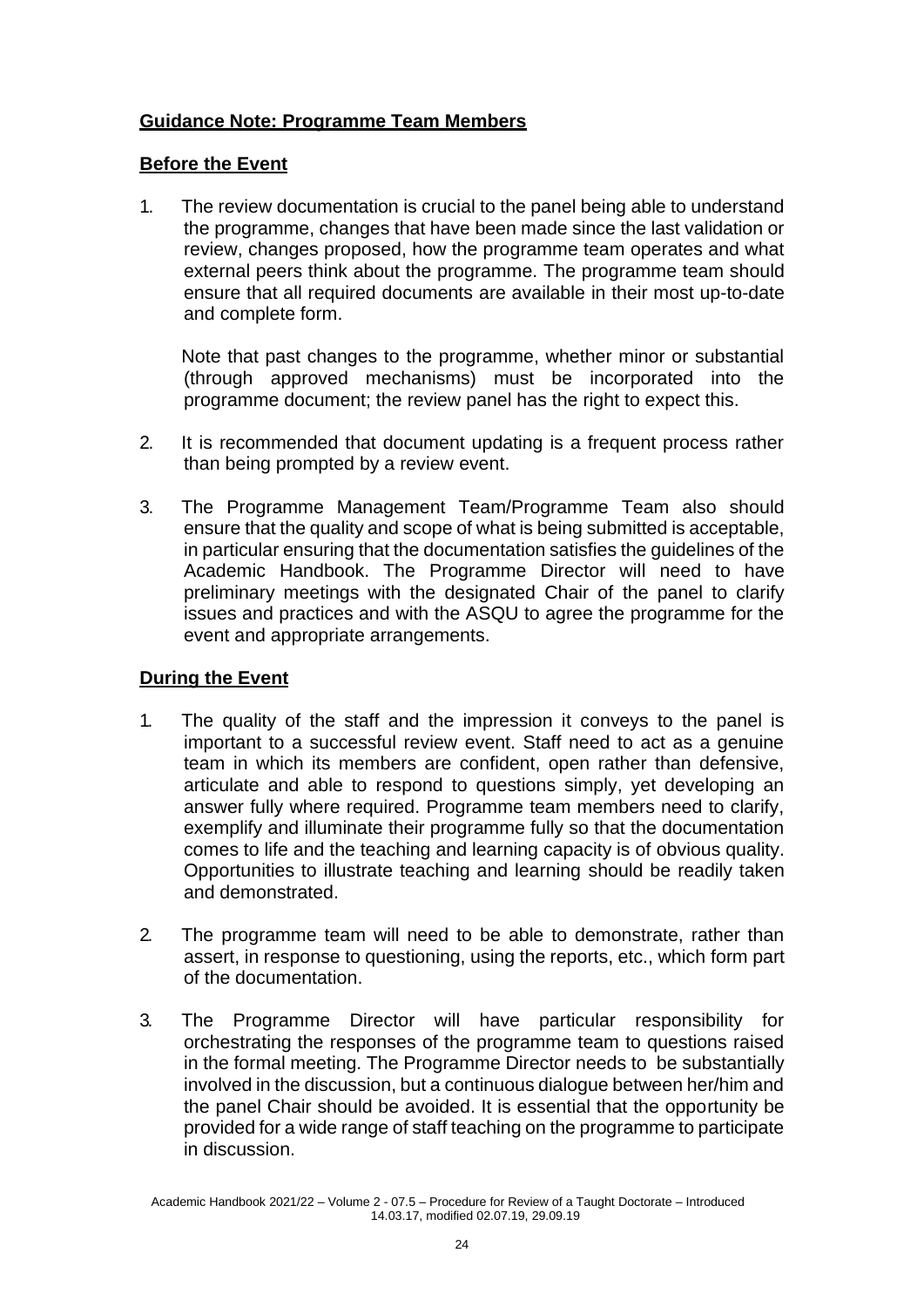**Guidance Note: Programme Team Members**

**Before the Event**

1. The review documentation is crucial to the panel being able to understand the programme, changes that have been made since the last validation or review, changes proposed, how the programme team operates and what external peers think about the programme. The programme team should ensure that all required documents are available in their most up-to-date and complete form.

   Note that past changes to the programme, whether minor or substantial (through approved mechanisms) must be incorporated into the programme document; the review panel has the right to expect this.

2. It is recommended that document updating is a frequent process rather than being prompted by a review event.

3. The Programme Management Team/Programme Team also should ensure that the quality and scope of what is being submitted is acceptable, in particular ensuring that the documentation satisfies the guidelines of the Academic Handbook. The Programme Director will need to have preliminary meetings with the designated Chair of the panel to clarify issues and practices and with the ASQU to agree the programme for the event and appropriate arrangements.

**During the Event**

1. The quality of the staff and the impression it conveys to the panel is important to a successful review event. Staff need to act as a genuine team in which its members are confident, open rather than defensive, articulate and able to respond to questions simply, yet developing an answer fully where required. Programme team members need to clarify, exemplify and illuminate their programme fully so that the documentation comes to life and the teaching and learning capacity is of obvious quality. Opportunities to illustrate teaching and learning should be readily taken and demonstrated.

2. The programme team will need to be able to demonstrate, rather than assert, in response to questioning, using the reports, etc., which form part of the documentation.

3. The Programme Director will have particular responsibility for orchestrating the responses of the programme team to questions raised in the formal meeting. The Programme Director needs to be substantially involved in the discussion, but a continuous dialogue between her/him and the panel Chair should be avoided. It is essential that the opportunity be provided for a wide range of staff teaching on the programme to participate in discussion.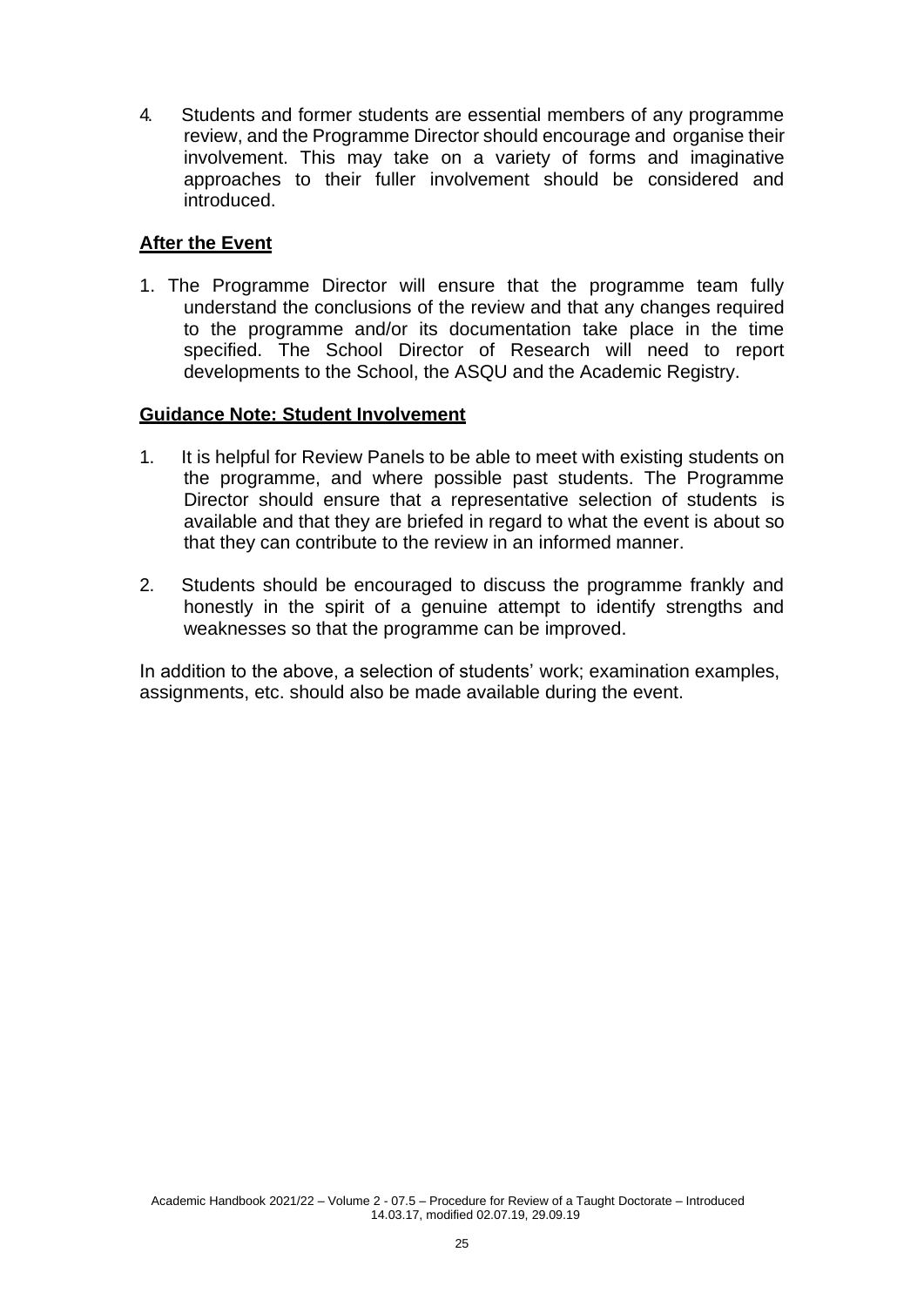4. Students and former students are essential members of any programme review, and the Programme Director should encourage and organise their involvement. This may take on a variety of forms and imaginative approaches to their fuller involvement should be considered and introduced.

**After the Event**

1. The Programme Director will ensure that the programme team fully understand the conclusions of the review and that any changes required to the programme and/or its documentation take place in the time specified. The School Director of Research will need to report developments to the School, the ASQU and the Academic Registry.

**Guidance Note: Student Involvement**

1. It is helpful for Review Panels to be able to meet with existing students on the programme, and where possible past students. The Programme Director should ensure that a representative selection of students is available and that they are briefed in regard to what the event is about so that they can contribute to the review in an informed manner.

2. Students should be encouraged to discuss the programme frankly and honestly in the spirit of a genuine attempt to identify strengths and weaknesses so that the programme can be improved.

In addition to the above, a selection of students' work; examination examples, assignments, etc. should also be made available during the event.